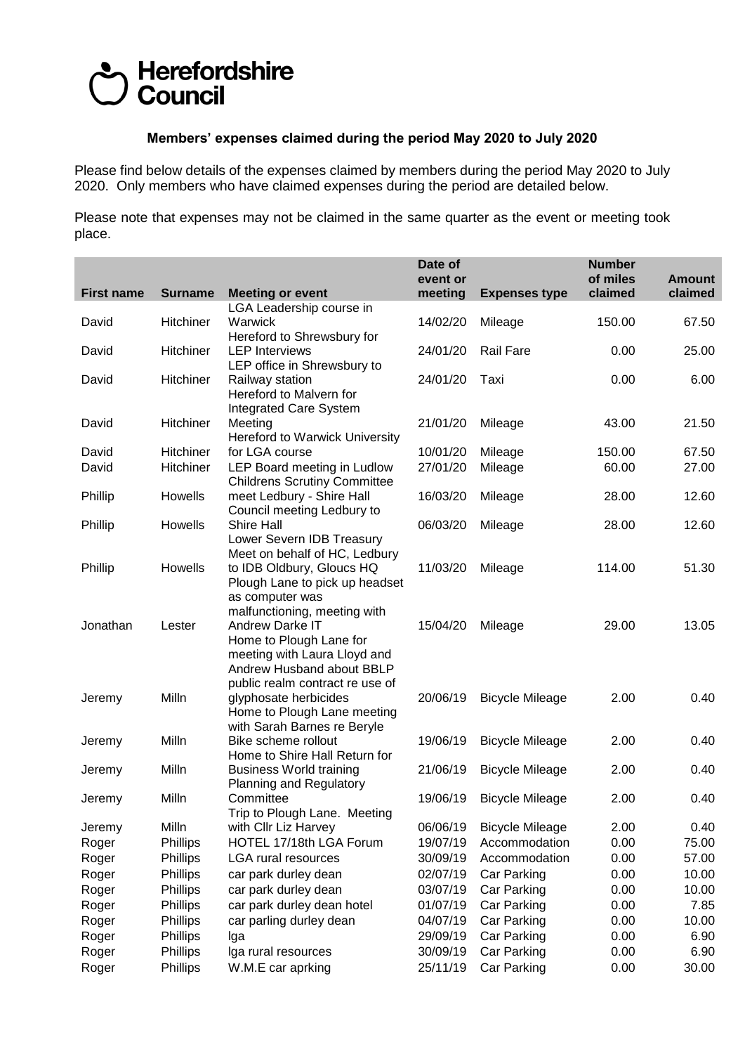# Herefordshire Council

**Members' expenses claimed during the period May 2020 to July 2020**

Please find below details of the expenses claimed by members during the period May 2020 to July 2020. Only members who have claimed expenses during the period are detailed below.

Please note that expenses may not be claimed in the same quarter as the event or meeting took place.

| First name | Surname | Meeting or event | Date of event or meeting | Expenses type | Number of miles claimed | Amount claimed |
|---|---|---|---|---|---|---|
| David | Hitchiner | LGA Leadership course in Warwick | 14/02/20 | Mileage | 150.00 | 67.50 |
| David | Hitchiner | Hereford to Shrewsbury for LEP Interviews | 24/01/20 | Rail Fare | 0.00 | 25.00 |
| David | Hitchiner | LEP office in Shrewsbury to Railway station | 24/01/20 | Taxi | 0.00 | 6.00 |
| David | Hitchiner | Hereford to Malvern for Integrated Care System Meeting | 21/01/20 | Mileage | 43.00 | 21.50 |
| David | Hitchiner | Hereford to Warwick University for LGA course | 10/01/20 | Mileage | 150.00 | 67.50 |
| David | Hitchiner | LEP Board meeting in Ludlow | 27/01/20 | Mileage | 60.00 | 27.00 |
| Phillip | Howells | Childrens Scrutiny Committee meet Ledbury - Shire Hall | 16/03/20 | Mileage | 28.00 | 12.60 |
| Phillip | Howells | Council meeting Ledbury to Shire Hall | 06/03/20 | Mileage | 28.00 | 12.60 |
| Phillip | Howells | Lower Severn IDB Treasury Meet on behalf of HC, Ledbury to IDB Oldbury, Gloucs HQ | 11/03/20 | Mileage | 114.00 | 51.30 |
| Jonathan | Lester | Plough Lane to pick up headset as computer was malfunctioning, meeting with Andrew Darke IT | 15/04/20 | Mileage | 29.00 | 13.05 |
| Jeremy | Milln | Home to Plough Lane for meeting with Laura Lloyd and Andrew Husband about BBLP public realm contract re use of glyphosate herbicides | 20/06/19 | Bicycle Mileage | 2.00 | 0.40 |
| Jeremy | Milln | Home to Plough Lane meeting with Sarah Barnes re Beryle Bike scheme rollout | 19/06/19 | Bicycle Mileage | 2.00 | 0.40 |
| Jeremy | Milln | Home to Shire Hall Return for Business World training | 21/06/19 | Bicycle Mileage | 2.00 | 0.40 |
| Jeremy | Milln | Planning and Regulatory Committee | 19/06/19 | Bicycle Mileage | 2.00 | 0.40 |
| Jeremy | Milln | Trip to Plough Lane. Meeting with Cllr Liz Harvey | 06/06/19 | Bicycle Mileage | 2.00 | 0.40 |
| Roger | Phillips | HOTEL 17/18th LGA Forum | 19/07/19 | Accommodation | 0.00 | 75.00 |
| Roger | Phillips | LGA rural resources | 30/09/19 | Accommodation | 0.00 | 57.00 |
| Roger | Phillips | car park durley dean | 02/07/19 | Car Parking | 0.00 | 10.00 |
| Roger | Phillips | car park durley dean | 03/07/19 | Car Parking | 0.00 | 10.00 |
| Roger | Phillips | car park durley dean hotel | 01/07/19 | Car Parking | 0.00 | 7.85 |
| Roger | Phillips | car parling durley dean | 04/07/19 | Car Parking | 0.00 | 10.00 |
| Roger | Phillips | lga | 29/09/19 | Car Parking | 0.00 | 6.90 |
| Roger | Phillips | lga rural resources | 30/09/19 | Car Parking | 0.00 | 6.90 |
| Roger | Phillips | W.M.E car aprking | 25/11/19 | Car Parking | 0.00 | 30.00 |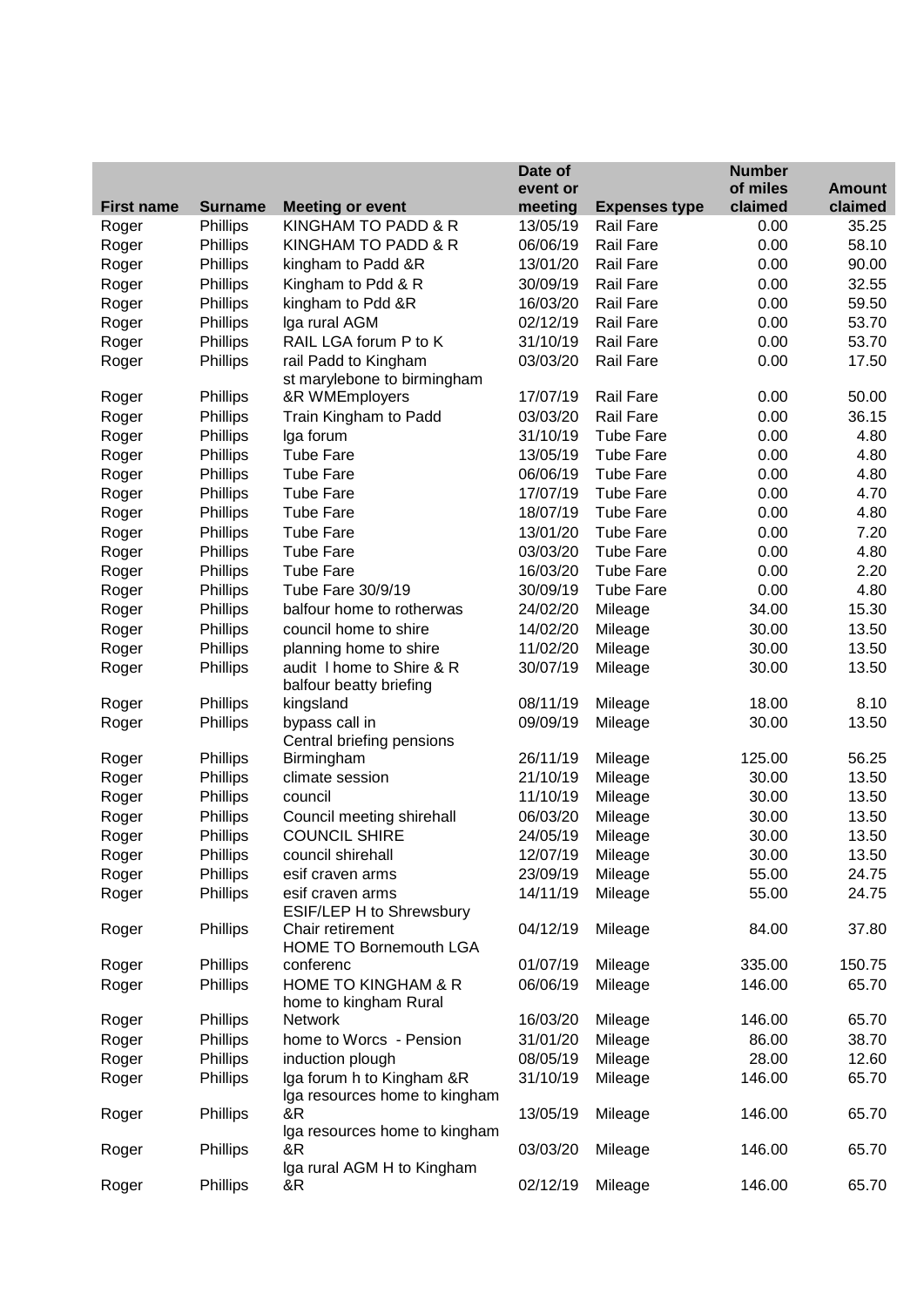| First name | Surname | Meeting or event | Date of event or meeting | Expenses type | Number of miles claimed | Amount claimed |
|---|---|---|---|---|---|---|
| Roger | Phillips | KINGHAM TO PADD & R | 13/05/19 | Rail Fare | 0.00 | 35.25 |
| Roger | Phillips | KINGHAM TO PADD & R | 06/06/19 | Rail Fare | 0.00 | 58.10 |
| Roger | Phillips | kingham to Padd &R | 13/01/20 | Rail Fare | 0.00 | 90.00 |
| Roger | Phillips | Kingham to Pdd & R | 30/09/19 | Rail Fare | 0.00 | 32.55 |
| Roger | Phillips | kingham to Pdd &R | 16/03/20 | Rail Fare | 0.00 | 59.50 |
| Roger | Phillips | lga rural AGM | 02/12/19 | Rail Fare | 0.00 | 53.70 |
| Roger | Phillips | RAIL LGA forum P to K | 31/10/19 | Rail Fare | 0.00 | 53.70 |
| Roger | Phillips | rail Padd to Kingham | 03/03/20 | Rail Fare | 0.00 | 17.50 |
| Roger | Phillips | st marylebone to birmingham &R WMEmployers | 17/07/19 | Rail Fare | 0.00 | 50.00 |
| Roger | Phillips | Train Kingham to Padd | 03/03/20 | Rail Fare | 0.00 | 36.15 |
| Roger | Phillips | lga forum | 31/10/19 | Tube Fare | 0.00 | 4.80 |
| Roger | Phillips | Tube Fare | 13/05/19 | Tube Fare | 0.00 | 4.80 |
| Roger | Phillips | Tube Fare | 06/06/19 | Tube Fare | 0.00 | 4.80 |
| Roger | Phillips | Tube Fare | 17/07/19 | Tube Fare | 0.00 | 4.70 |
| Roger | Phillips | Tube Fare | 18/07/19 | Tube Fare | 0.00 | 4.80 |
| Roger | Phillips | Tube Fare | 13/01/20 | Tube Fare | 0.00 | 7.20 |
| Roger | Phillips | Tube Fare | 03/03/20 | Tube Fare | 0.00 | 4.80 |
| Roger | Phillips | Tube Fare | 16/03/20 | Tube Fare | 0.00 | 2.20 |
| Roger | Phillips | Tube Fare 30/9/19 | 30/09/19 | Tube Fare | 0.00 | 4.80 |
| Roger | Phillips | balfour home to rotherwas | 24/02/20 | Mileage | 34.00 | 15.30 |
| Roger | Phillips | council home to shire | 14/02/20 | Mileage | 30.00 | 13.50 |
| Roger | Phillips | planning home to shire | 11/02/20 | Mileage | 30.00 | 13.50 |
| Roger | Phillips | audit l home to Shire & R | 30/07/19 | Mileage | 30.00 | 13.50 |
| Roger | Phillips | balfour beatty briefing kingsland | 08/11/19 | Mileage | 18.00 | 8.10 |
| Roger | Phillips | bypass call in | 09/09/19 | Mileage | 30.00 | 13.50 |
| Roger | Phillips | Central briefing pensions Birmingham | 26/11/19 | Mileage | 125.00 | 56.25 |
| Roger | Phillips | climate session | 21/10/19 | Mileage | 30.00 | 13.50 |
| Roger | Phillips | council | 11/10/19 | Mileage | 30.00 | 13.50 |
| Roger | Phillips | Council meeting shirehall | 06/03/20 | Mileage | 30.00 | 13.50 |
| Roger | Phillips | COUNCIL SHIRE | 24/05/19 | Mileage | 30.00 | 13.50 |
| Roger | Phillips | council shirehall | 12/07/19 | Mileage | 30.00 | 13.50 |
| Roger | Phillips | esif craven arms | 23/09/19 | Mileage | 55.00 | 24.75 |
| Roger | Phillips | esif craven arms | 14/11/19 | Mileage | 55.00 | 24.75 |
| Roger | Phillips | ESIF/LEP H to Shrewsbury Chair retirement | 04/12/19 | Mileage | 84.00 | 37.80 |
| Roger | Phillips | HOME TO Bornemouth LGA conferenc | 01/07/19 | Mileage | 335.00 | 150.75 |
| Roger | Phillips | HOME TO KINGHAM & R | 06/06/19 | Mileage | 146.00 | 65.70 |
| Roger | Phillips | home to kingham Rural Network | 16/03/20 | Mileage | 146.00 | 65.70 |
| Roger | Phillips | home to Worcs - Pension | 31/01/20 | Mileage | 86.00 | 38.70 |
| Roger | Phillips | induction plough | 08/05/19 | Mileage | 28.00 | 12.60 |
| Roger | Phillips | lga forum h to Kingham &R | 31/10/19 | Mileage | 146.00 | 65.70 |
| Roger | Phillips | lga resources home to kingham &R | 13/05/19 | Mileage | 146.00 | 65.70 |
| Roger | Phillips | lga resources home to kingham &R | 03/03/20 | Mileage | 146.00 | 65.70 |
| Roger | Phillips | lga rural AGM H to Kingham &R | 02/12/19 | Mileage | 146.00 | 65.70 |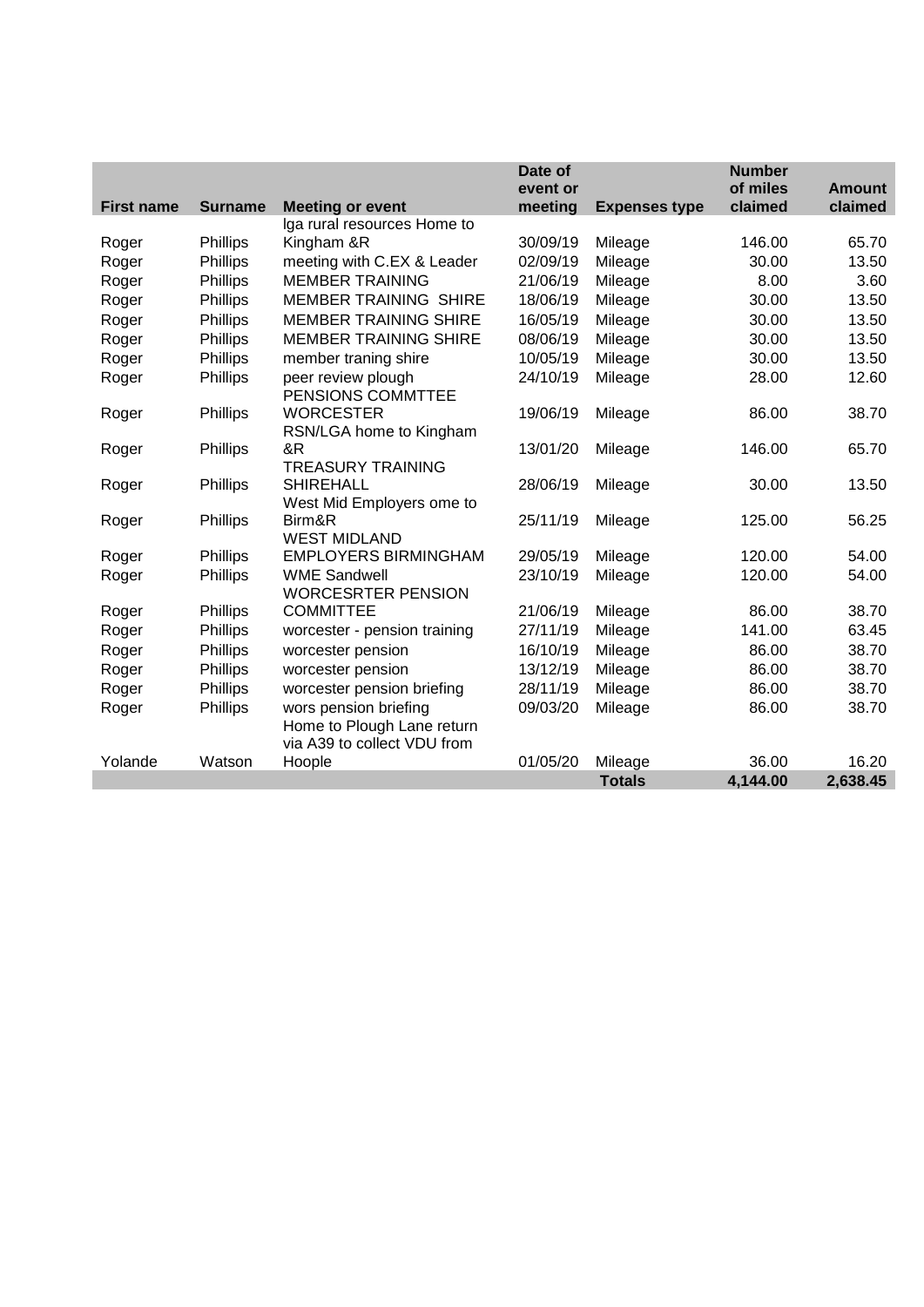| First name | Surname | Meeting or event | Date of event or meeting | Expenses type | Number of miles claimed | Amount claimed |
|---|---|---|---|---|---|---|
| Roger | Phillips | lga rural resources Home to Kingham &R | 30/09/19 | Mileage | 146.00 | 65.70 |
| Roger | Phillips | meeting with C.EX & Leader | 02/09/19 | Mileage | 30.00 | 13.50 |
| Roger | Phillips | MEMBER TRAINING | 21/06/19 | Mileage | 8.00 | 3.60 |
| Roger | Phillips | MEMBER TRAINING SHIRE | 18/06/19 | Mileage | 30.00 | 13.50 |
| Roger | Phillips | MEMBER TRAINING SHIRE | 16/05/19 | Mileage | 30.00 | 13.50 |
| Roger | Phillips | MEMBER TRAINING SHIRE | 08/06/19 | Mileage | 30.00 | 13.50 |
| Roger | Phillips | member traning shire | 10/05/19 | Mileage | 30.00 | 13.50 |
| Roger | Phillips | peer review plough | 24/10/19 | Mileage | 28.00 | 12.60 |
| Roger | Phillips | PENSIONS COMMTTEE WORCESTER | 19/06/19 | Mileage | 86.00 | 38.70 |
| Roger | Phillips | RSN/LGA home to Kingham &R | 13/01/20 | Mileage | 146.00 | 65.70 |
| Roger | Phillips | TREASURY TRAINING SHIREHALL | 28/06/19 | Mileage | 30.00 | 13.50 |
| Roger | Phillips | West Mid Employers ome to Birm&R | 25/11/19 | Mileage | 125.00 | 56.25 |
| Roger | Phillips | WEST MIDLAND EMPLOYERS BIRMINGHAM | 29/05/19 | Mileage | 120.00 | 54.00 |
| Roger | Phillips | WME Sandwell | 23/10/19 | Mileage | 120.00 | 54.00 |
| Roger | Phillips | WORCESRTER PENSION COMMITTEE | 21/06/19 | Mileage | 86.00 | 38.70 |
| Roger | Phillips | worcester - pension training | 27/11/19 | Mileage | 141.00 | 63.45 |
| Roger | Phillips | worcester pension | 16/10/19 | Mileage | 86.00 | 38.70 |
| Roger | Phillips | worcester pension | 13/12/19 | Mileage | 86.00 | 38.70 |
| Roger | Phillips | worcester pension briefing | 28/11/19 | Mileage | 86.00 | 38.70 |
| Roger | Phillips | wors pension briefing | 09/03/20 | Mileage | 86.00 | 38.70 |
| Yolande | Watson | Home to Plough Lane return via A39 to collect VDU from Hoople | 01/05/20 | Mileage | 36.00 | 16.20 |
| | | | | **Totals** | **4,144.00** | **2,638.45** |